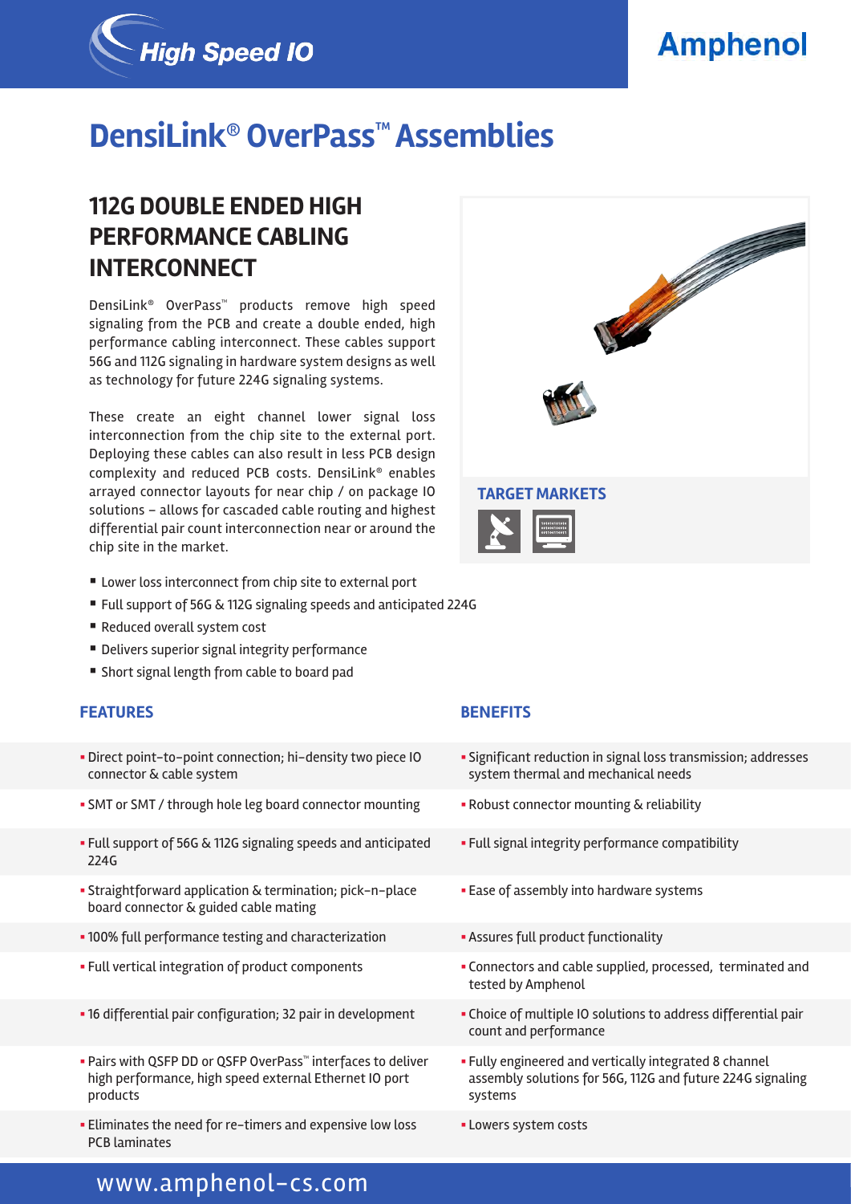# DensiLink® OverPass™ Assemblies

## 112G DOUBLE ENDED HIGH PERFORMANCE CABLING INTERCONNECT

DensiLink® OverPass™ products remove high speed signaling from the PCB and create a double ended, high performance cabling interconnect. These cables support 56G and 112G signaling in hardware system designs as well as technology for future 224G signaling systems.

These create an eight channel lower signal loss interconnection from the chip site to the external port. Deploying these cables can also result in less PCB design complexity and reduced PCB costs. DensiLink® enables arrayed connector layouts for near chip / on package IO solutions – allows for cascaded cable routing and highest differential pair count interconnection near or around the chip site in the market.

- Lower loss interconnect from chip site to external port
- Full support of 56G & 112G signaling speeds and anticipated 224G
- Reduced overall system cost
- Delivers superior signal integrity performance
- Short signal length from cable to board pad

### TARGET MARKETS

| FEATURES | BENEFITS |
| --- | --- |
| Direct point-to-point connection; hi-density two piece IO connector & cable system | Significant reduction in signal loss transmission; addresses system thermal and mechanical needs |
| SMT or SMT / through hole leg board connector mounting | Robust connector mounting & reliability |
| Full support of 56G & 112G signaling speeds and anticipated 224G | Full signal integrity performance compatibility |
| Straightforward application & termination; pick-n-place board connector & guided cable mating | Ease of assembly into hardware systems |
| 100% full performance testing and characterization | Assures full product functionality |
| Full vertical integration of product components | Connectors and cable supplied, processed, terminated and tested by Amphenol |
| 16 differential pair configuration; 32 pair in development | Choice of multiple IO solutions to address differential pair count and performance |
| Pairs with QSFP DD or QSFP OverPass™ interfaces to deliver high performance, high speed external Ethernet IO port products | Fully engineered and vertically integrated 8 channel assembly solutions for 56G, 112G and future 224G signaling systems |
| Eliminates the need for re-timers and expensive low loss PCB laminates | Lowers system costs |

www.amphenol-cs.com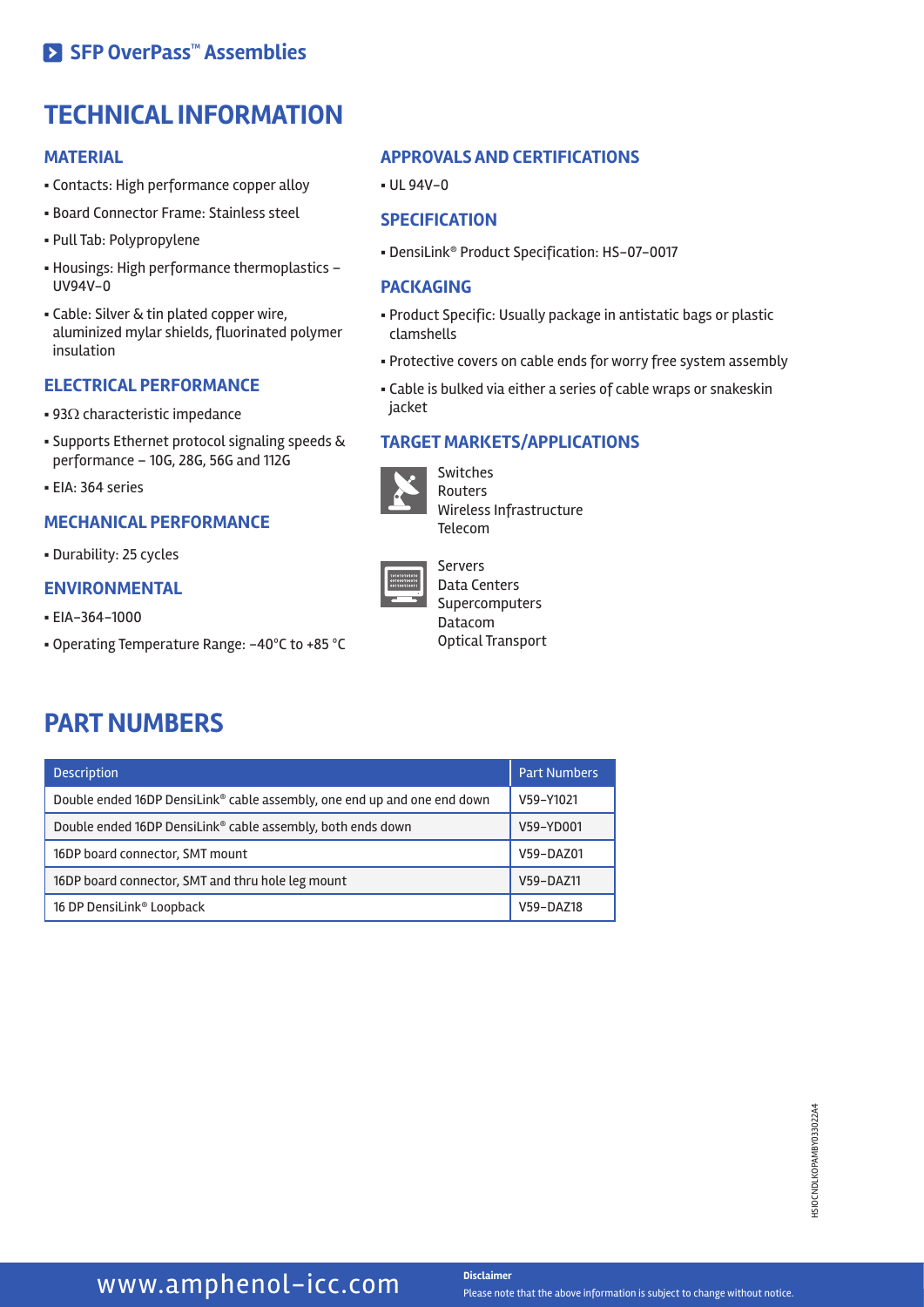## SFP OverPass™ Assemblies

# TECHNICAL INFORMATION

### MATERIAL

- Contacts: High performance copper alloy
- Board Connector Frame: Stainless steel
- Pull Tab: Polypropylene
- Housings: High performance thermoplastics – UV94V-0
- Cable: Silver & tin plated copper wire, aluminized mylar shields, fluorinated polymer insulation

### ELECTRICAL PERFORMANCE

- 93Ω characteristic impedance
- Supports Ethernet protocol signaling speeds & performance – 10G, 28G, 56G and 112G
- EIA: 364 series

### MECHANICAL PERFORMANCE

- Durability: 25 cycles

### ENVIRONMENTAL

- EIA-364-1000
- Operating Temperature Range: -40°C to +85 °C

### APPROVALS AND CERTIFICATIONS

- UL 94V-0

### SPECIFICATION

- DensiLink® Product Specification: HS-07-0017

### PACKAGING

- Product Specific: Usually package in antistatic bags or plastic clamshells
- Protective covers on cable ends for worry free system assembly
- Cable is bulked via either a series of cable wraps or snakeskin jacket

### TARGET MARKETS/APPLICATIONS

Switches
Routers
Wireless Infrastructure
Telecom

Servers
Data Centers
Supercomputers
Datacom
Optical Transport

# PART NUMBERS

| Description | Part Numbers |
|---|---|
| Double ended 16DP DensiLink® cable assembly, one end up and one end down | V59-Y1021 |
| Double ended 16DP DensiLink® cable assembly, both ends down | V59-YD001 |
| 16DP board connector, SMT mount | V59-DAZ01 |
| 16DP board connector, SMT and thru hole leg mount | V59-DAZ11 |
| 16 DP DensiLink® Loopback | V59-DAZ18 |

HSIOCNDLKOPAMBY0330224

www.amphenol-icc.com

**Disclaimer**
Please note that the above information is subject to change without notice.